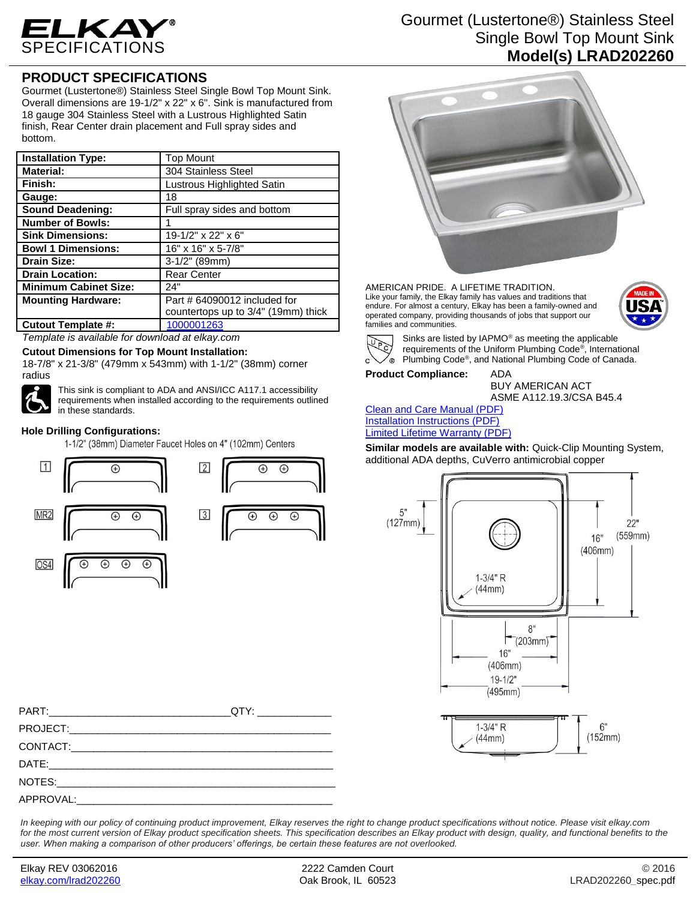# ELKAY SPECIFICATIONS

## Gourmet (Lustertone®) Stainless Steel Single Bowl Top Mount Sink
## Model(s) LRAD202260

## PRODUCT SPECIFICATIONS

Gourmet (Lustertone®) Stainless Steel Single Bowl Top Mount Sink. Overall dimensions are 19-1/2" x 22" x 6". Sink is manufactured from 18 gauge 304 Stainless Steel with a Lustrous Highlighted Satin finish, Rear Center drain placement and Full spray sides and bottom.

| | |
|---|---|
| **Installation Type:** | Top Mount |
| **Material:** | 304 Stainless Steel |
| **Finish:** | Lustrous Highlighted Satin |
| **Gauge:** | 18 |
| **Sound Deadening:** | Full spray sides and bottom |
| **Number of Bowls:** | 1 |
| **Sink Dimensions:** | 19-1/2" x 22" x 6" |
| **Bowl 1 Dimensions:** | 16" x 16" x 5-7/8" |
| **Drain Size:** | 3-1/2" (89mm) |
| **Drain Location:** | Rear Center |
| **Minimum Cabinet Size:** | 24" |
| **Mounting Hardware:** | Part # 64090012 included for countertops up to 3/4" (19mm) thick |
| **Cutout Template #:** | 1000001263 |

*Template is available for download at elkay.com*

**Cutout Dimensions for Top Mount Installation:**
18-7/8" x 21-3/8" (479mm x 543mm) with 1-1/2" (38mm) corner radius

This sink is compliant to ADA and ANSI/ICC A117.1 accessibility requirements when installed according to the requirements outlined in these standards.

**Hole Drilling Configurations:**
1-1/2" (38mm) Diameter Faucet Holes on 4" (102mm) Centers

1, 2, MR2, 3, OS4

AMERICAN PRIDE. A LIFETIME TRADITION.
Like your family, the Elkay family has values and traditions that endure. For almost a century, Elkay has been a family-owned and operated company, providing thousands of jobs that support our families and communities.

Sinks are listed by IAPMO® as meeting the applicable requirements of the Uniform Plumbing Code®, International Plumbing Code®, and National Plumbing Code of Canada.

**Product Compliance:** ADA
BUY AMERICAN ACT
ASME A112.19.3/CSA B45.4

Clean and Care Manual (PDF)
Installation Instructions (PDF)
Limited Lifetime Warranty (PDF)

**Similar models are available with:** Quick-Clip Mounting System, additional ADA depths, CuVerro antimicrobial copper

5" (127mm); 22" (559mm); 16" (406mm); 1-3/4" R (44mm); 8" (203mm); 16" (406mm); 19-1/2" (495mm); 1-3/4" R (44mm); 6" (152mm)

PART:_______________________________QTY: ____________
PROJECT:_____________________________________________
CONTACT:_____________________________________________
DATE:________________________________________________
NOTES:_______________________________________________
APPROVAL:____________________________________________

*In keeping with our policy of continuing product improvement, Elkay reserves the right to change product specifications without notice. Please visit elkay.com for the most current version of Elkay product specification sheets. This specification describes an Elkay product with design, quality, and functional benefits to the user. When making a comparison of other producers' offerings, be certain these features are not overlooked.*

Elkay REV 03062016
elkay.com/lrad202260
2222 Camden Court
Oak Brook, IL 60523
© 2016
LRAD202260_spec.pdf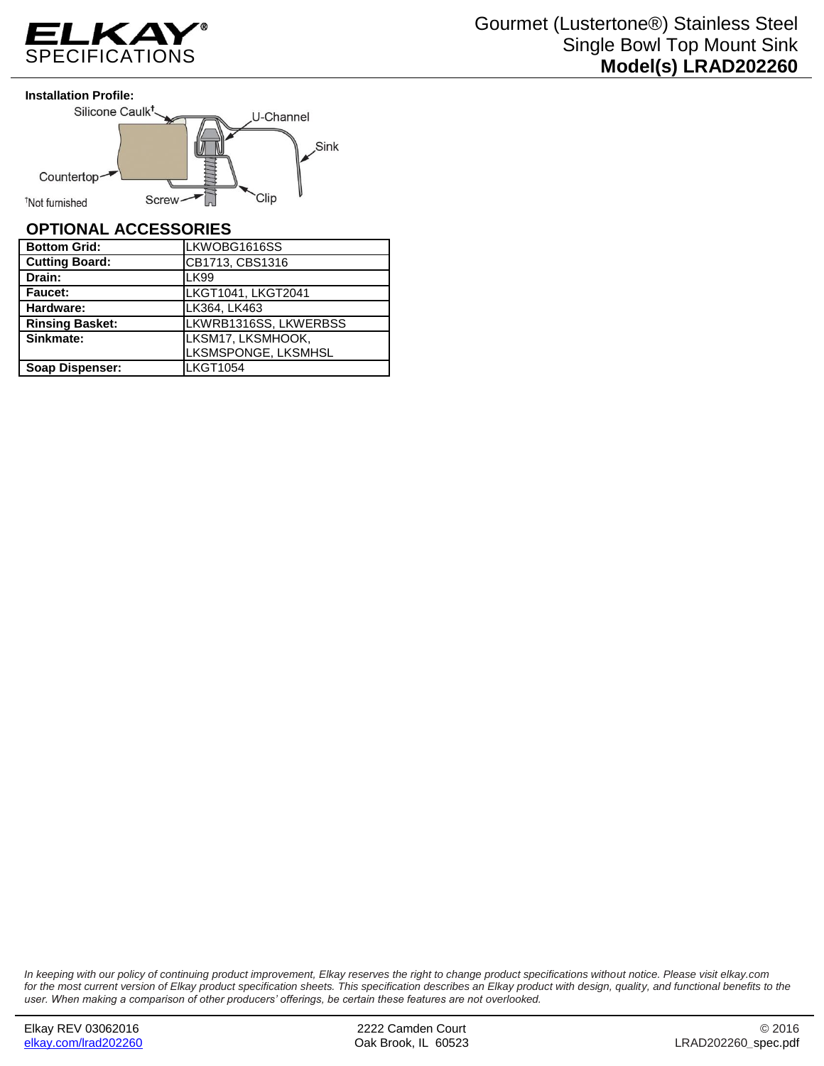**Installation Profile:**

Silicone Caulk†

U-Channel

Sink

Countertop

†Not furnished

Screw

Clip

## OPTIONAL ACCESSORIES

| | |
|---|---|
| **Bottom Grid:** | LKWOBG1616SS |
| **Cutting Board:** | CB1713, CBS1316 |
| **Drain:** | LK99 |
| **Faucet:** | LKGT1041, LKGT2041 |
| **Hardware:** | LK364, LK463 |
| **Rinsing Basket:** | LKWRB1316SS, LKWERBSS |
| **Sinkmate:** | LKSM17, LKSMHOOK, LKSMSPONGE, LKSMHSL |
| **Soap Dispenser:** | LKGT1054 |

*In keeping with our policy of continuing product improvement, Elkay reserves the right to change product specifications without notice. Please visit elkay.com for the most current version of Elkay product specification sheets. This specification describes an Elkay product with design, quality, and functional benefits to the user. When making a comparison of other producers' offerings, be certain these features are not overlooked.*

Elkay REV 03062016
elkay.com/lrad202260

2222 Camden Court
Oak Brook, IL 60523

© 2016
LRAD202260_spec.pdf